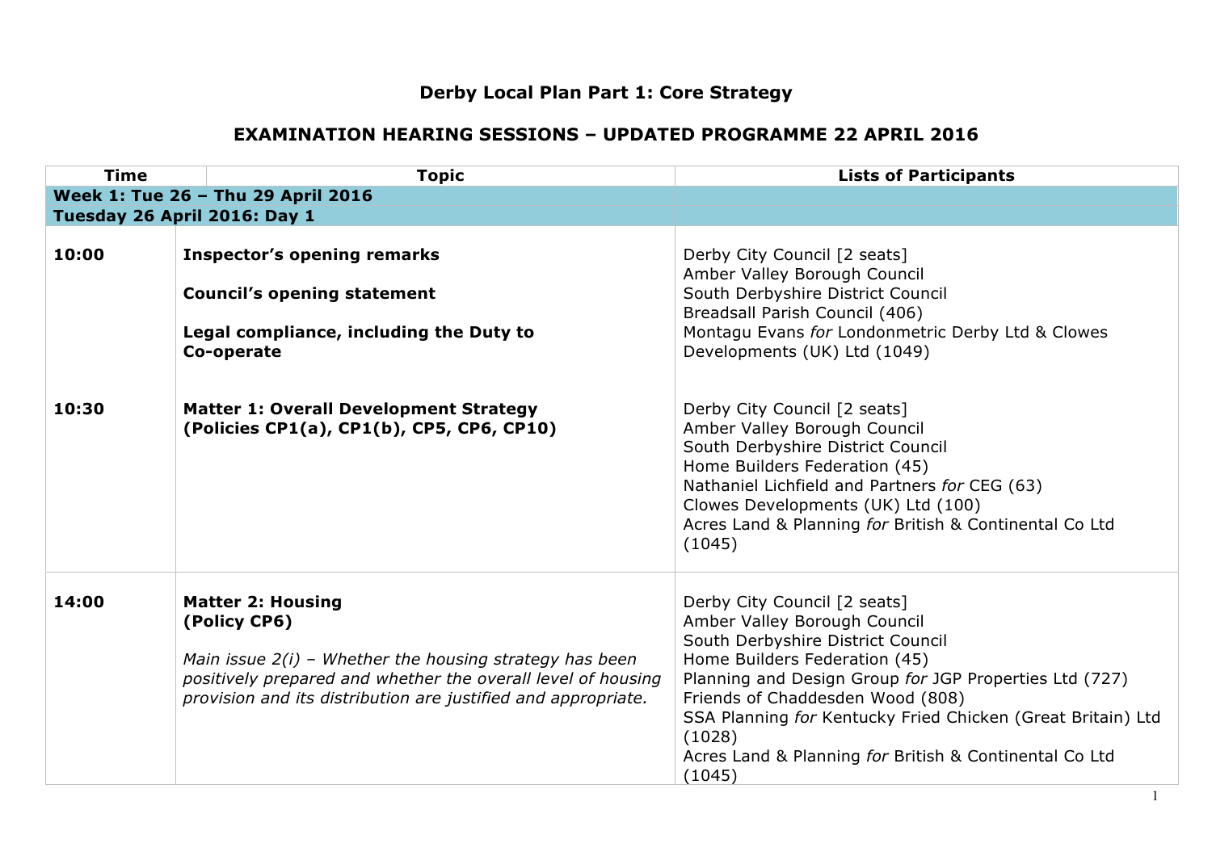# Derby Local Plan Part 1: Core Strategy

## EXAMINATION HEARING SESSIONS – UPDATED PROGRAMME 22 APRIL 2016

| Time | Topic | Lists of Participants |
|---|---|---|
| **Week 1: Tue 26 – Thu 29 April 2016** | | |
| **Tuesday 26 April 2016: Day 1** | | |
| **10:00** | **Inspector's opening remarks**<br><br>**Council's opening statement**<br><br>**Legal compliance, including the Duty to Co-operate** | Derby City Council [2 seats]<br>Amber Valley Borough Council<br>South Derbyshire District Council<br>Breadsall Parish Council (406)<br>Montagu Evans *for* Londonmetric Derby Ltd & Clowes Developments (UK) Ltd (1049) |
| **10:30** | **Matter 1: Overall Development Strategy (Policies CP1(a), CP1(b), CP5, CP6, CP10)** | Derby City Council [2 seats]<br>Amber Valley Borough Council<br>South Derbyshire District Council<br>Home Builders Federation (45)<br>Nathaniel Lichfield and Partners *for* CEG (63)<br>Clowes Developments (UK) Ltd (100)<br>Acres Land & Planning *for* British & Continental Co Ltd (1045) |
| **14:00** | **Matter 2: Housing (Policy CP6)**<br><br>*Main issue 2(i) – Whether the housing strategy has been positively prepared and whether the overall level of housing provision and its distribution are justified and appropriate.* | Derby City Council [2 seats]<br>Amber Valley Borough Council<br>South Derbyshire District Council<br>Home Builders Federation (45)<br>Planning and Design Group *for* JGP Properties Ltd (727)<br>Friends of Chaddesden Wood (808)<br>SSA Planning *for* Kentucky Fried Chicken (Great Britain) Ltd (1028)<br>Acres Land & Planning *for* British & Continental Co Ltd (1045) |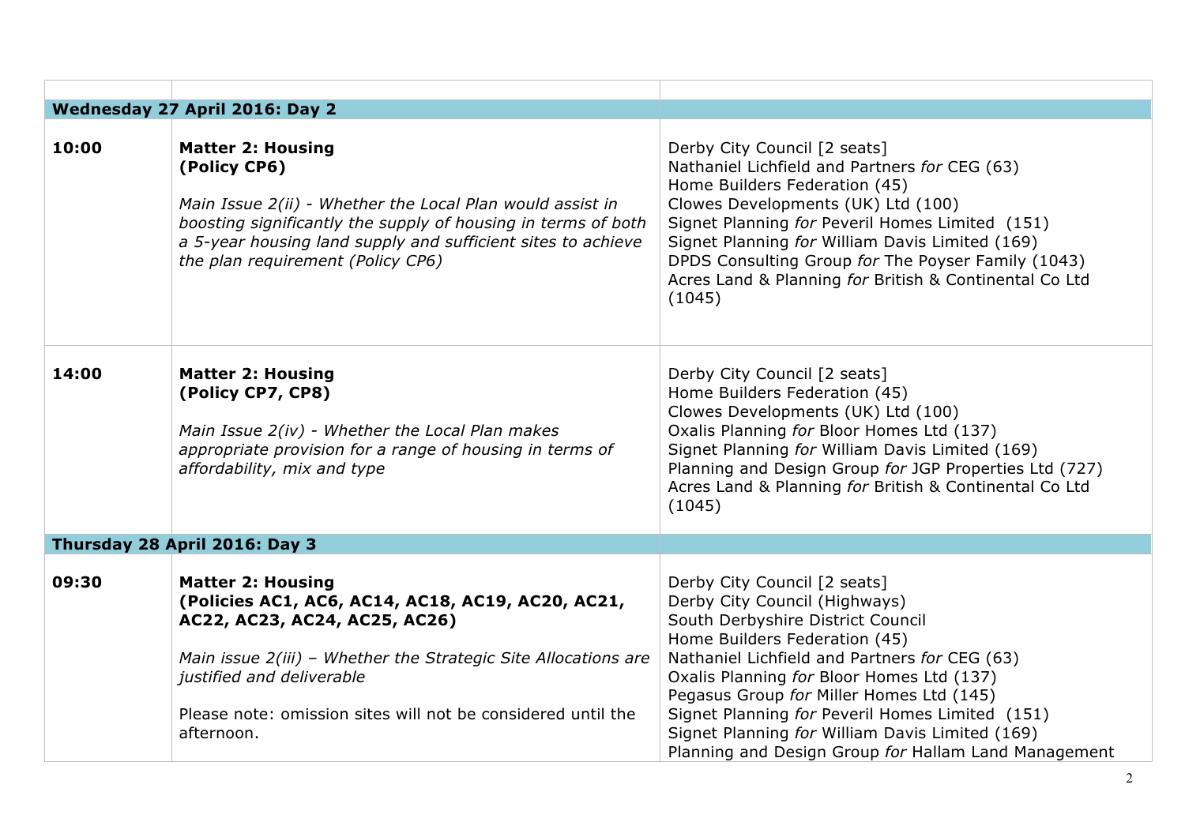| | | |
|---|---|---|
| **Wednesday 27 April 2016: Day 2** | | |
| **10:00** | **Matter 2: Housing (Policy CP6)**<br><br>*Main Issue 2(ii) - Whether the Local Plan would assist in boosting significantly the supply of housing in terms of both a 5-year housing land supply and sufficient sites to achieve the plan requirement (Policy CP6)* | Derby City Council [2 seats]<br>Nathaniel Lichfield and Partners *for* CEG (63)<br>Home Builders Federation (45)<br>Clowes Developments (UK) Ltd (100)<br>Signet Planning *for* Peveril Homes Limited (151)<br>Signet Planning *for* William Davis Limited (169)<br>DPDS Consulting Group *for* The Poyser Family (1043)<br>Acres Land & Planning *for* British & Continental Co Ltd (1045) |
| **14:00** | **Matter 2: Housing (Policy CP7, CP8)**<br><br>*Main Issue 2(iv) - Whether the Local Plan makes appropriate provision for a range of housing in terms of affordability, mix and type* | Derby City Council [2 seats]<br>Home Builders Federation (45)<br>Clowes Developments (UK) Ltd (100)<br>Oxalis Planning *for* Bloor Homes Ltd (137)<br>Signet Planning *for* William Davis Limited (169)<br>Planning and Design Group *for* JGP Properties Ltd (727)<br>Acres Land & Planning *for* British & Continental Co Ltd (1045) |
| **Thursday 28 April 2016: Day 3** | | |
| **09:30** | **Matter 2: Housing (Policies AC1, AC6, AC14, AC18, AC19, AC20, AC21, AC22, AC23, AC24, AC25, AC26)**<br><br>*Main issue 2(iii) – Whether the Strategic Site Allocations are justified and deliverable*<br><br>Please note: omission sites will not be considered until the afternoon. | Derby City Council [2 seats]<br>Derby City Council (Highways)<br>South Derbyshire District Council<br>Home Builders Federation (45)<br>Nathaniel Lichfield and Partners *for* CEG (63)<br>Oxalis Planning *for* Bloor Homes Ltd (137)<br>Pegasus Group *for* Miller Homes Ltd (145)<br>Signet Planning *for* Peveril Homes Limited (151)<br>Signet Planning *for* William Davis Limited (169)<br>Planning and Design Group *for* Hallam Land Management |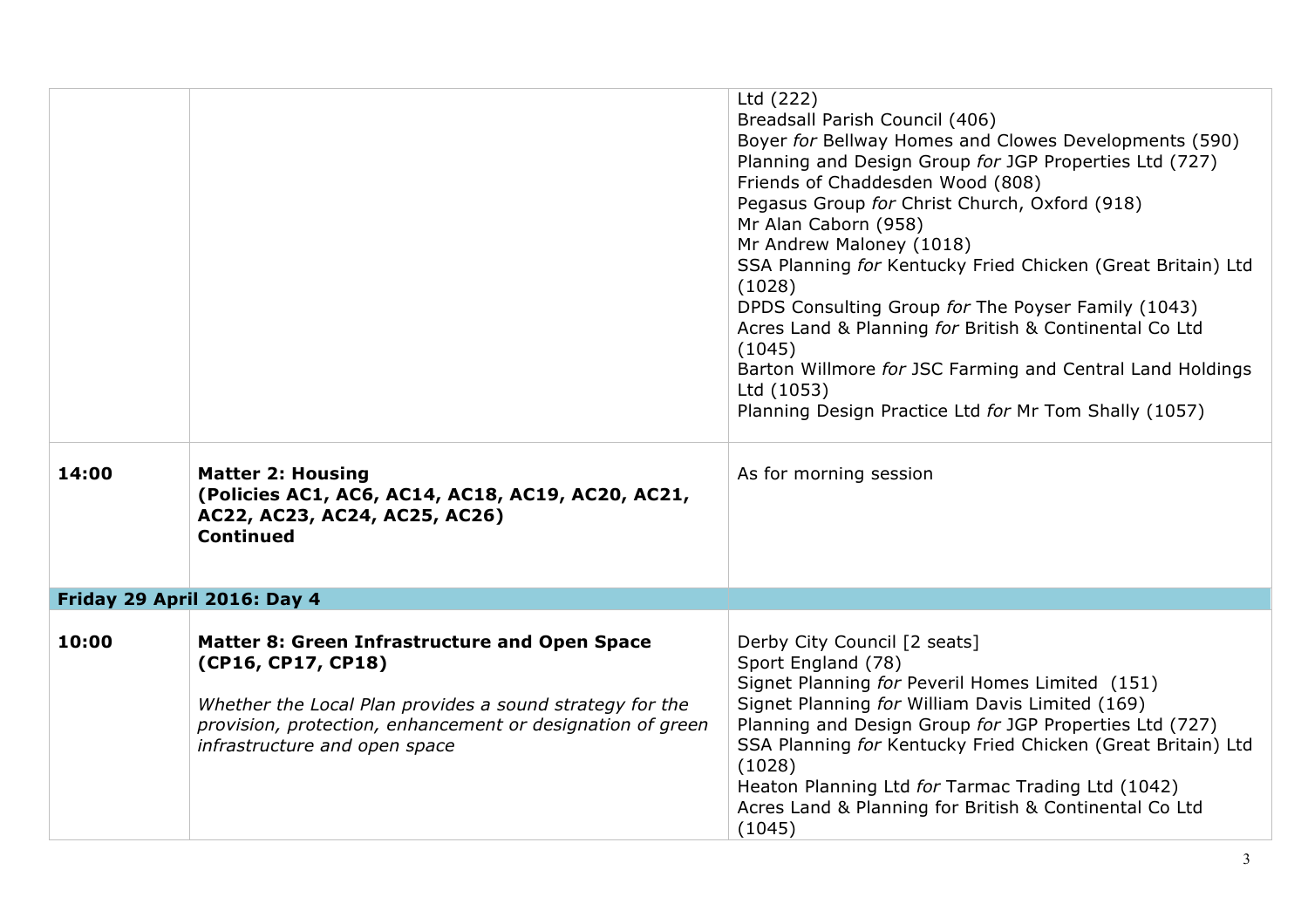| | | |
|---|---|---|
| | | Ltd (222)<br>Breadsall Parish Council (406)<br>Boyer *for* Bellway Homes and Clowes Developments (590)<br>Planning and Design Group *for* JGP Properties Ltd (727)<br>Friends of Chaddesden Wood (808)<br>Pegasus Group *for* Christ Church, Oxford (918)<br>Mr Alan Caborn (958)<br>Mr Andrew Maloney (1018)<br>SSA Planning *for* Kentucky Fried Chicken (Great Britain) Ltd (1028)<br>DPDS Consulting Group *for* The Poyser Family (1043)<br>Acres Land & Planning *for* British & Continental Co Ltd (1045)<br>Barton Willmore *for* JSC Farming and Central Land Holdings Ltd (1053)<br>Planning Design Practice Ltd *for* Mr Tom Shally (1057) |
| **14:00** | **Matter 2: Housing (Policies AC1, AC6, AC14, AC18, AC19, AC20, AC21, AC22, AC23, AC24, AC25, AC26) Continued** | As for morning session |
| **Friday 29 April 2016: Day 4** | | |
| **10:00** | **Matter 8: Green Infrastructure and Open Space (CP16, CP17, CP18)**<br><br>*Whether the Local Plan provides a sound strategy for the provision, protection, enhancement or designation of green infrastructure and open space* | Derby City Council [2 seats]<br>Sport England (78)<br>Signet Planning *for* Peveril Homes Limited (151)<br>Signet Planning *for* William Davis Limited (169)<br>Planning and Design Group *for* JGP Properties Ltd (727)<br>SSA Planning *for* Kentucky Fried Chicken (Great Britain) Ltd (1028)<br>Heaton Planning Ltd *for* Tarmac Trading Ltd (1042)<br>Acres Land & Planning for British & Continental Co Ltd (1045) |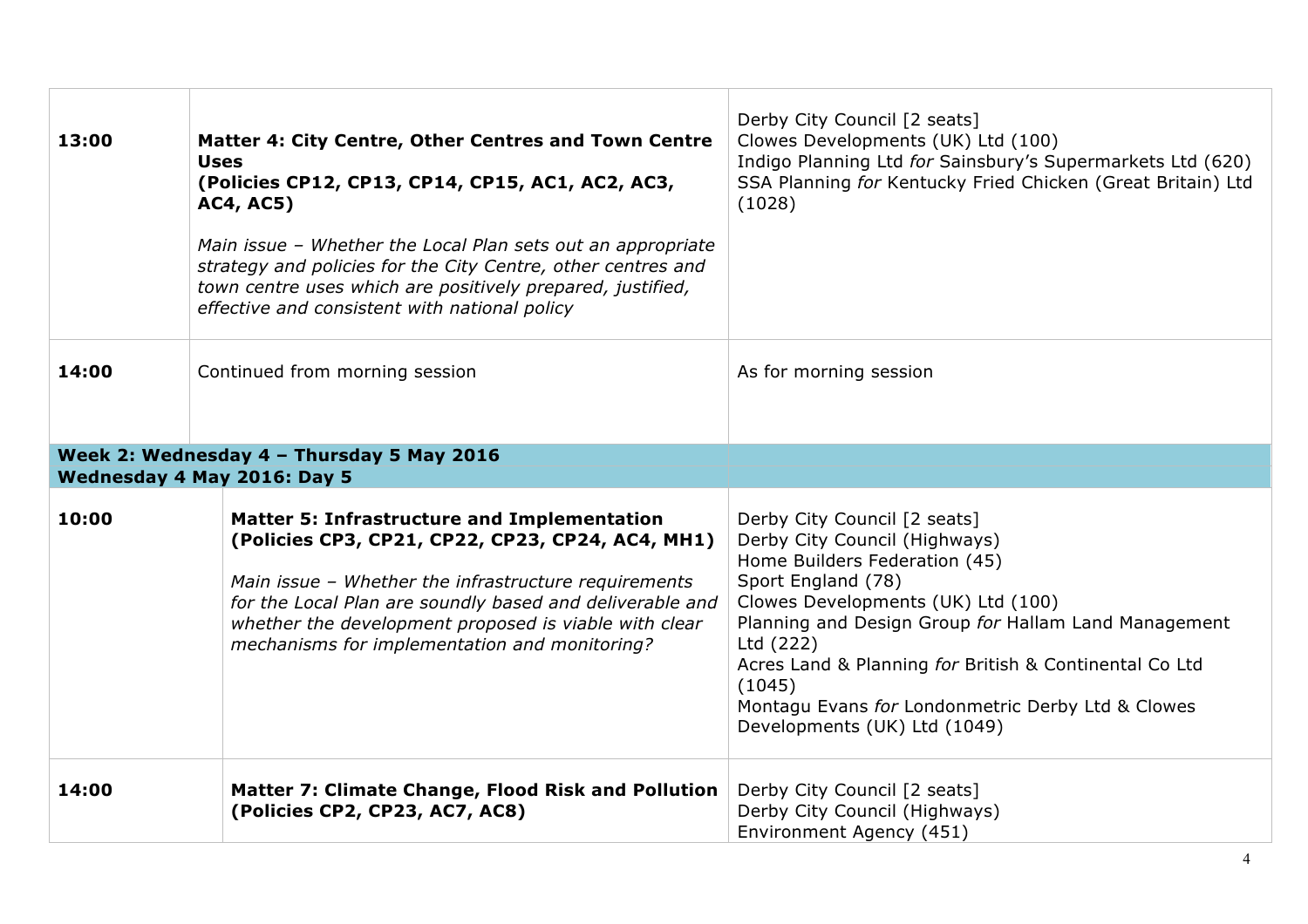| | | |
|---|---|---|
| **13:00** | **Matter 4: City Centre, Other Centres and Town Centre Uses (Policies CP12, CP13, CP14, CP15, AC1, AC2, AC3, AC4, AC5)**<br><br>*Main issue – Whether the Local Plan sets out an appropriate strategy and policies for the City Centre, other centres and town centre uses which are positively prepared, justified, effective and consistent with national policy* | Derby City Council [2 seats]<br>Clowes Developments (UK) Ltd (100)<br>Indigo Planning Ltd *for* Sainsbury's Supermarkets Ltd (620)<br>SSA Planning *for* Kentucky Fried Chicken (Great Britain) Ltd (1028) |
| **14:00** | Continued from morning session | As for morning session |
| **Week 2: Wednesday 4 – Thursday 5 May 2016** | | |
| **Wednesday 4 May 2016: Day 5** | | |
| **10:00** | **Matter 5: Infrastructure and Implementation (Policies CP3, CP21, CP22, CP23, CP24, AC4, MH1)**<br><br>*Main issue – Whether the infrastructure requirements for the Local Plan are soundly based and deliverable and whether the development proposed is viable with clear mechanisms for implementation and monitoring?* | Derby City Council [2 seats]<br>Derby City Council (Highways)<br>Home Builders Federation (45)<br>Sport England (78)<br>Clowes Developments (UK) Ltd (100)<br>Planning and Design Group *for* Hallam Land Management Ltd (222)<br>Acres Land & Planning *for* British & Continental Co Ltd (1045)<br>Montagu Evans *for* Londonmetric Derby Ltd & Clowes Developments (UK) Ltd (1049) |
| **14:00** | **Matter 7: Climate Change, Flood Risk and Pollution (Policies CP2, CP23, AC7, AC8)** | Derby City Council [2 seats]<br>Derby City Council (Highways)<br>Environment Agency (451) |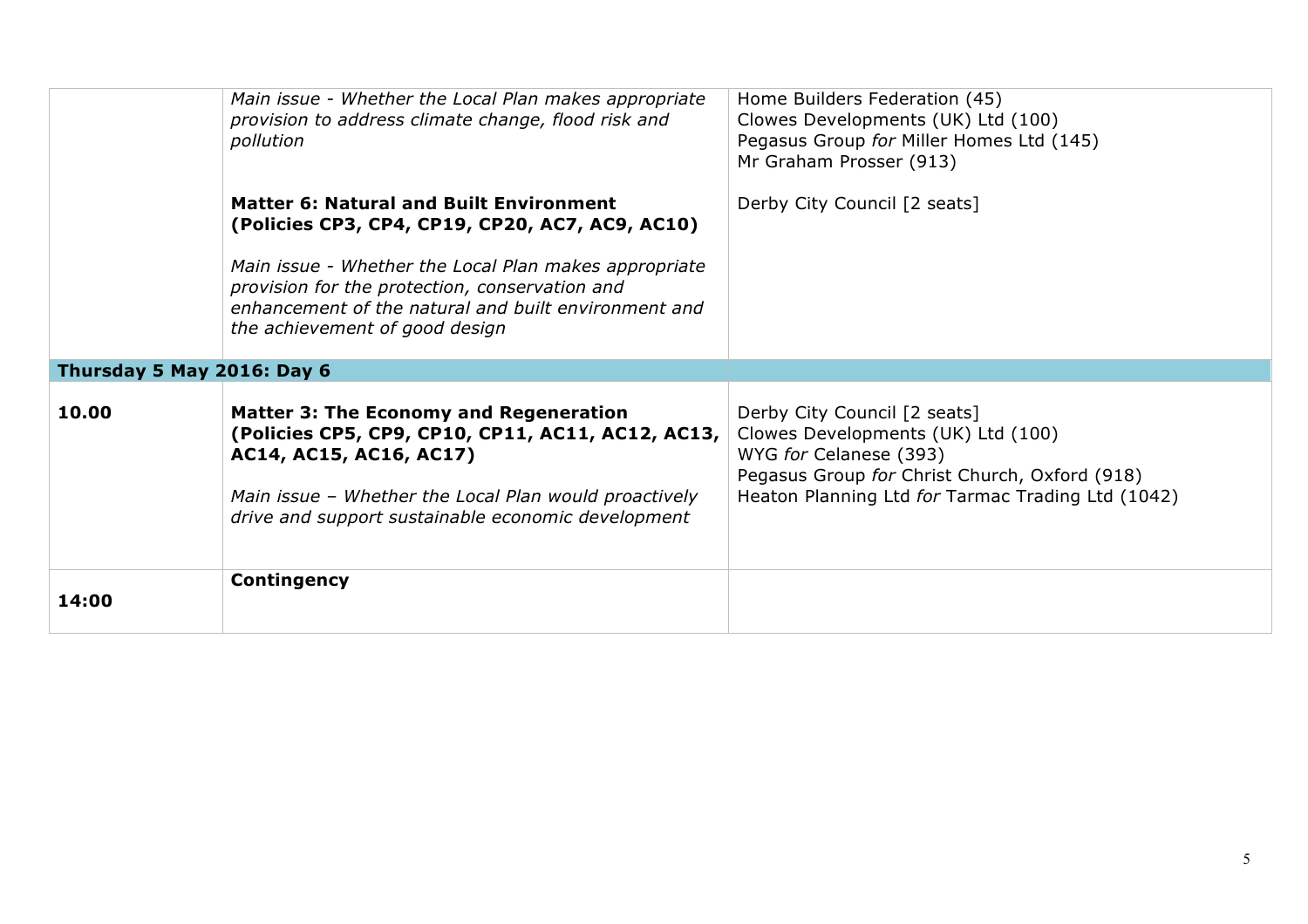| | | |
|---|---|---|
| | *Main issue - Whether the Local Plan makes appropriate provision to address climate change, flood risk and pollution* | Home Builders Federation (45)<br>Clowes Developments (UK) Ltd (100)<br>Pegasus Group *for* Miller Homes Ltd (145)<br>Mr Graham Prosser (913) |
| | **Matter 6: Natural and Built Environment (Policies CP3, CP4, CP19, CP20, AC7, AC9, AC10)**<br><br>*Main issue - Whether the Local Plan makes appropriate provision for the protection, conservation and enhancement of the natural and built environment and the achievement of good design* | Derby City Council [2 seats] |
| **Thursday 5 May 2016: Day 6** | | |
| **10.00** | **Matter 3: The Economy and Regeneration (Policies CP5, CP9, CP10, CP11, AC11, AC12, AC13, AC14, AC15, AC16, AC17)**<br><br>*Main issue – Whether the Local Plan would proactively drive and support sustainable economic development* | Derby City Council [2 seats]<br>Clowes Developments (UK) Ltd (100)<br>WYG *for* Celanese (393)<br>Pegasus Group *for* Christ Church, Oxford (918)<br>Heaton Planning Ltd *for* Tarmac Trading Ltd (1042) |
| **14:00** | **Contingency** | |